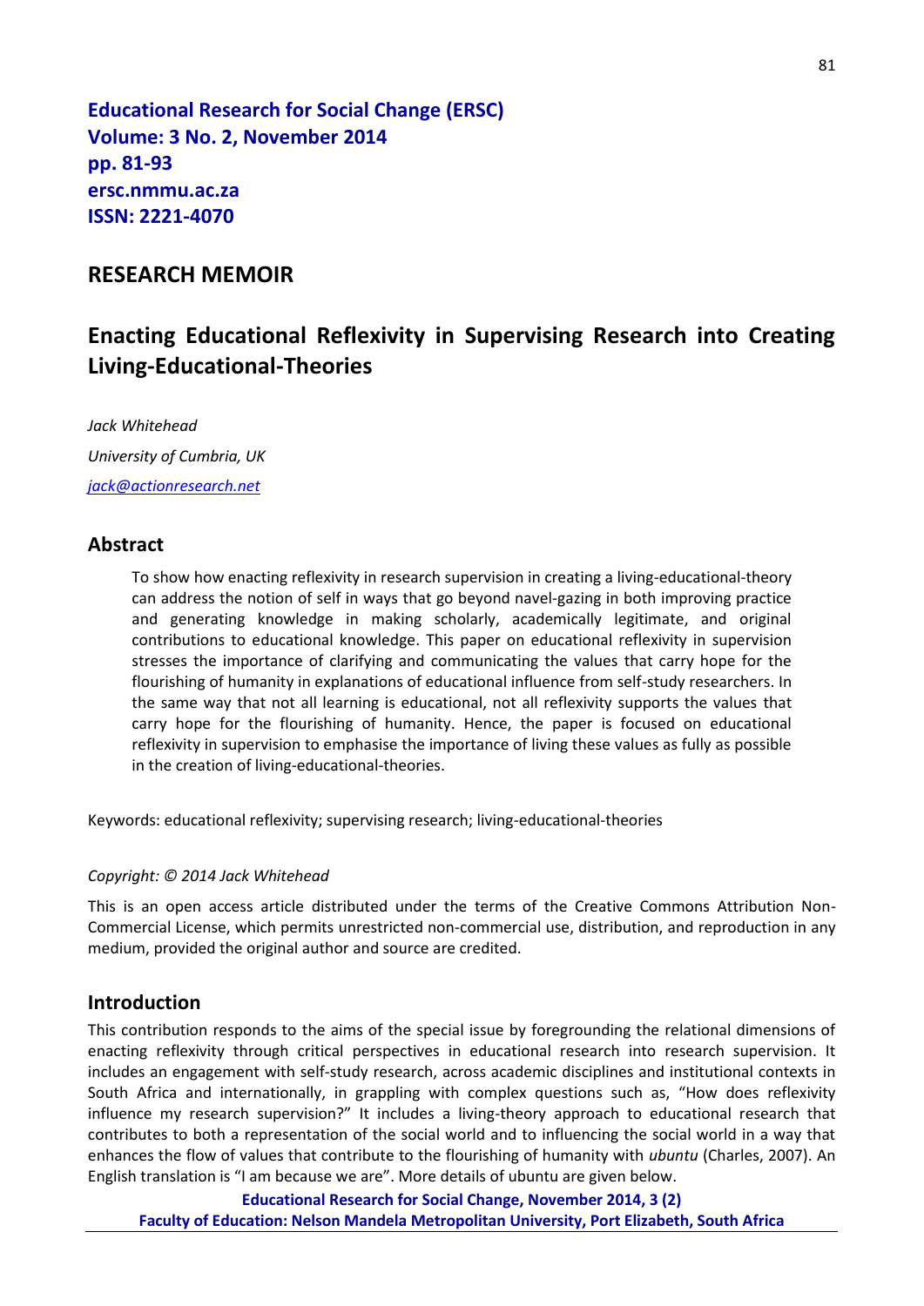**Educational Research for Social Change (ERSC)**
**Volume: 3 No. 2, November 2014**
**pp. 81-93**
**ersc.nmmu.ac.za**
**ISSN: 2221-4070**

## RESEARCH MEMOIR

# Enacting Educational Reflexivity in Supervising Research into Creating Living-Educational-Theories

*Jack Whitehead*

*University of Cumbria, UK*

*jack@actionresearch.net*

## Abstract

To show how enacting reflexivity in research supervision in creating a living-educational-theory can address the notion of self in ways that go beyond navel-gazing in both improving practice and generating knowledge in making scholarly, academically legitimate, and original contributions to educational knowledge. This paper on educational reflexivity in supervision stresses the importance of clarifying and communicating the values that carry hope for the flourishing of humanity in explanations of educational influence from self-study researchers. In the same way that not all learning is educational, not all reflexivity supports the values that carry hope for the flourishing of humanity. Hence, the paper is focused on educational reflexivity in supervision to emphasise the importance of living these values as fully as possible in the creation of living-educational-theories.

Keywords: educational reflexivity; supervising research; living-educational-theories

*Copyright: © 2014 Jack Whitehead*

This is an open access article distributed under the terms of the Creative Commons Attribution Non-Commercial License, which permits unrestricted non-commercial use, distribution, and reproduction in any medium, provided the original author and source are credited.

## Introduction

This contribution responds to the aims of the special issue by foregrounding the relational dimensions of enacting reflexivity through critical perspectives in educational research into research supervision. It includes an engagement with self-study research, across academic disciplines and institutional contexts in South Africa and internationally, in grappling with complex questions such as, "How does reflexivity influence my research supervision?" It includes a living-theory approach to educational research that contributes to both a representation of the social world and to influencing the social world in a way that enhances the flow of values that contribute to the flourishing of humanity with *ubuntu* (Charles, 2007). An English translation is "I am because we are". More details of ubuntu are given below.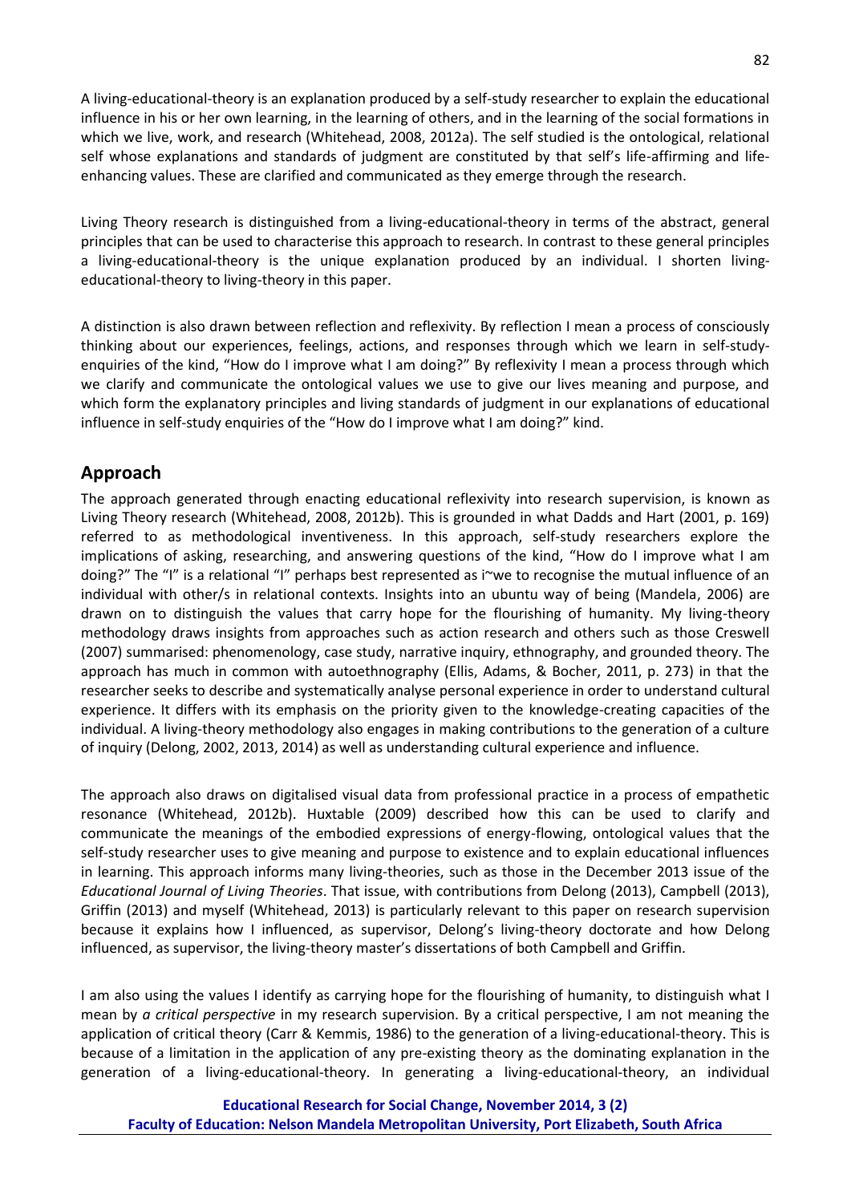A living-educational-theory is an explanation produced by a self-study researcher to explain the educational influence in his or her own learning, in the learning of others, and in the learning of the social formations in which we live, work, and research (Whitehead, 2008, 2012a). The self studied is the ontological, relational self whose explanations and standards of judgment are constituted by that self's life-affirming and life-enhancing values. These are clarified and communicated as they emerge through the research.

Living Theory research is distinguished from a living-educational-theory in terms of the abstract, general principles that can be used to characterise this approach to research. In contrast to these general principles a living-educational-theory is the unique explanation produced by an individual. I shorten living-educational-theory to living-theory in this paper.

A distinction is also drawn between reflection and reflexivity. By reflection I mean a process of consciously thinking about our experiences, feelings, actions, and responses through which we learn in self-study-enquiries of the kind, "How do I improve what I am doing?" By reflexivity I mean a process through which we clarify and communicate the ontological values we use to give our lives meaning and purpose, and which form the explanatory principles and living standards of judgment in our explanations of educational influence in self-study enquiries of the "How do I improve what I am doing?" kind.

## Approach

The approach generated through enacting educational reflexivity into research supervision, is known as Living Theory research (Whitehead, 2008, 2012b). This is grounded in what Dadds and Hart (2001, p. 169) referred to as methodological inventiveness. In this approach, self-study researchers explore the implications of asking, researching, and answering questions of the kind, "How do I improve what I am doing?" The "I" is a relational "I" perhaps best represented as i~we to recognise the mutual influence of an individual with other/s in relational contexts. Insights into an ubuntu way of being (Mandela, 2006) are drawn on to distinguish the values that carry hope for the flourishing of humanity. My living-theory methodology draws insights from approaches such as action research and others such as those Creswell (2007) summarised: phenomenology, case study, narrative inquiry, ethnography, and grounded theory. The approach has much in common with autoethnography (Ellis, Adams, & Bocher, 2011, p. 273) in that the researcher seeks to describe and systematically analyse personal experience in order to understand cultural experience. It differs with its emphasis on the priority given to the knowledge-creating capacities of the individual. A living-theory methodology also engages in making contributions to the generation of a culture of inquiry (Delong, 2002, 2013, 2014) as well as understanding cultural experience and influence.

The approach also draws on digitalised visual data from professional practice in a process of empathetic resonance (Whitehead, 2012b). Huxtable (2009) described how this can be used to clarify and communicate the meanings of the embodied expressions of energy-flowing, ontological values that the self-study researcher uses to give meaning and purpose to existence and to explain educational influences in learning. This approach informs many living-theories, such as those in the December 2013 issue of the *Educational Journal of Living Theories*. That issue, with contributions from Delong (2013), Campbell (2013), Griffin (2013) and myself (Whitehead, 2013) is particularly relevant to this paper on research supervision because it explains how I influenced, as supervisor, Delong's living-theory doctorate and how Delong influenced, as supervisor, the living-theory master's dissertations of both Campbell and Griffin.

I am also using the values I identify as carrying hope for the flourishing of humanity, to distinguish what I mean by *a critical perspective* in my research supervision. By a critical perspective, I am not meaning the application of critical theory (Carr & Kemmis, 1986) to the generation of a living-educational-theory. This is because of a limitation in the application of any pre-existing theory as the dominating explanation in the generation of a living-educational-theory. In generating a living-educational-theory, an individual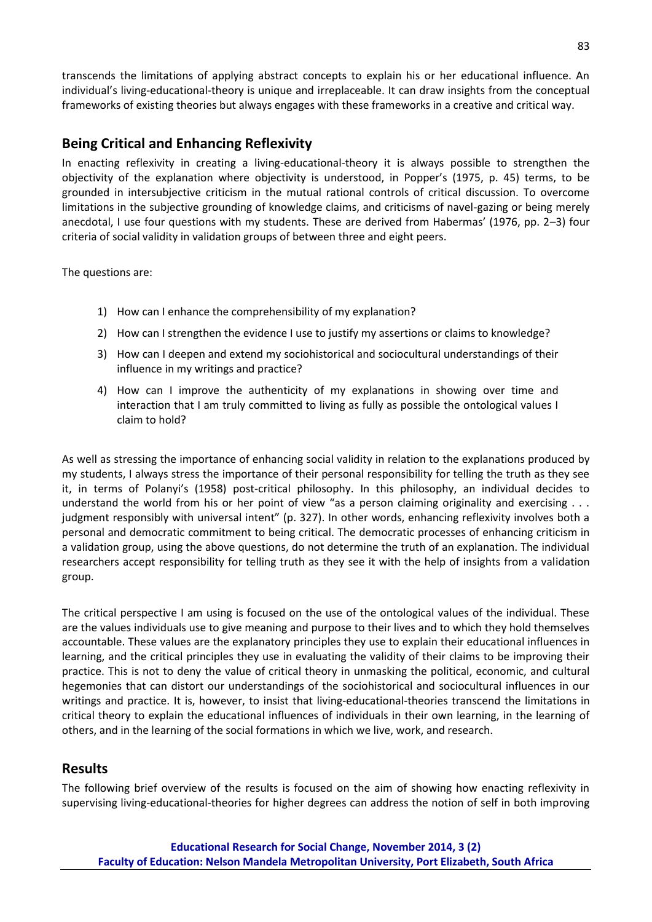transcends the limitations of applying abstract concepts to explain his or her educational influence. An individual's living-educational-theory is unique and irreplaceable. It can draw insights from the conceptual frameworks of existing theories but always engages with these frameworks in a creative and critical way.

## Being Critical and Enhancing Reflexivity

In enacting reflexivity in creating a living-educational-theory it is always possible to strengthen the objectivity of the explanation where objectivity is understood, in Popper's (1975, p. 45) terms, to be grounded in intersubjective criticism in the mutual rational controls of critical discussion. To overcome limitations in the subjective grounding of knowledge claims, and criticisms of navel-gazing or being merely anecdotal, I use four questions with my students. These are derived from Habermas' (1976, pp. 2–3) four criteria of social validity in validation groups of between three and eight peers.

The questions are:

1) How can I enhance the comprehensibility of my explanation?
2) How can I strengthen the evidence I use to justify my assertions or claims to knowledge?
3) How can I deepen and extend my sociohistorical and sociocultural understandings of their influence in my writings and practice?
4) How can I improve the authenticity of my explanations in showing over time and interaction that I am truly committed to living as fully as possible the ontological values I claim to hold?

As well as stressing the importance of enhancing social validity in relation to the explanations produced by my students, I always stress the importance of their personal responsibility for telling the truth as they see it, in terms of Polanyi's (1958) post-critical philosophy. In this philosophy, an individual decides to understand the world from his or her point of view "as a person claiming originality and exercising . . . judgment responsibly with universal intent" (p. 327). In other words, enhancing reflexivity involves both a personal and democratic commitment to being critical. The democratic processes of enhancing criticism in a validation group, using the above questions, do not determine the truth of an explanation. The individual researchers accept responsibility for telling truth as they see it with the help of insights from a validation group.

The critical perspective I am using is focused on the use of the ontological values of the individual. These are the values individuals use to give meaning and purpose to their lives and to which they hold themselves accountable. These values are the explanatory principles they use to explain their educational influences in learning, and the critical principles they use in evaluating the validity of their claims to be improving their practice. This is not to deny the value of critical theory in unmasking the political, economic, and cultural hegemonies that can distort our understandings of the sociohistorical and sociocultural influences in our writings and practice. It is, however, to insist that living-educational-theories transcend the limitations in critical theory to explain the educational influences of individuals in their own learning, in the learning of others, and in the learning of the social formations in which we live, work, and research.

## Results

The following brief overview of the results is focused on the aim of showing how enacting reflexivity in supervising living-educational-theories for higher degrees can address the notion of self in both improving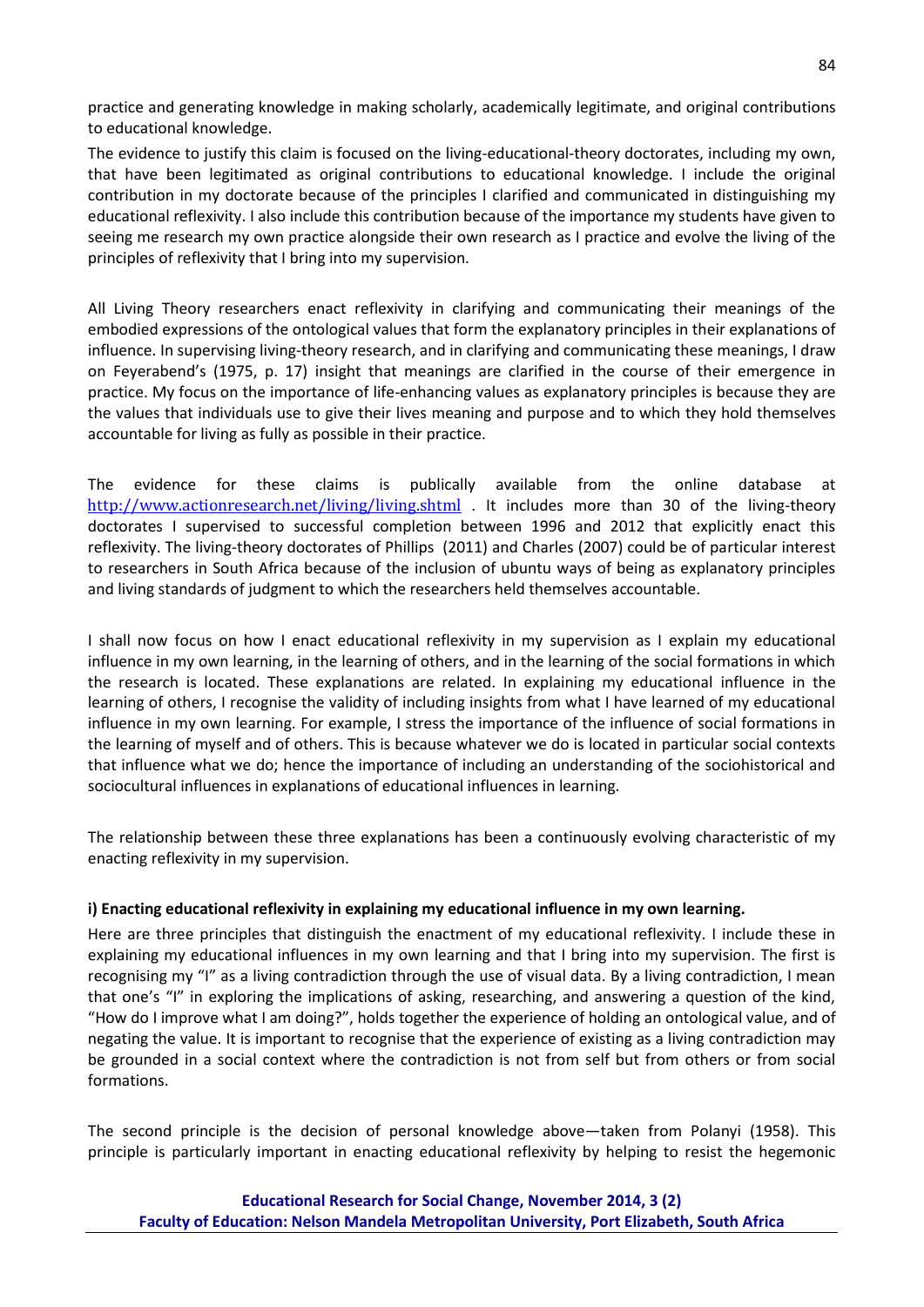practice and generating knowledge in making scholarly, academically legitimate, and original contributions to educational knowledge.

The evidence to justify this claim is focused on the living-educational-theory doctorates, including my own, that have been legitimated as original contributions to educational knowledge. I include the original contribution in my doctorate because of the principles I clarified and communicated in distinguishing my educational reflexivity. I also include this contribution because of the importance my students have given to seeing me research my own practice alongside their own research as I practice and evolve the living of the principles of reflexivity that I bring into my supervision.

All Living Theory researchers enact reflexivity in clarifying and communicating their meanings of the embodied expressions of the ontological values that form the explanatory principles in their explanations of influence. In supervising living-theory research, and in clarifying and communicating these meanings, I draw on Feyerabend's (1975, p. 17) insight that meanings are clarified in the course of their emergence in practice. My focus on the importance of life-enhancing values as explanatory principles is because they are the values that individuals use to give their lives meaning and purpose and to which they hold themselves accountable for living as fully as possible in their practice.

The evidence for these claims is publically available from the online database at http://www.actionresearch.net/living/living.shtml . It includes more than 30 of the living-theory doctorates I supervised to successful completion between 1996 and 2012 that explicitly enact this reflexivity. The living-theory doctorates of Phillips (2011) and Charles (2007) could be of particular interest to researchers in South Africa because of the inclusion of ubuntu ways of being as explanatory principles and living standards of judgment to which the researchers held themselves accountable.

I shall now focus on how I enact educational reflexivity in my supervision as I explain my educational influence in my own learning, in the learning of others, and in the learning of the social formations in which the research is located. These explanations are related. In explaining my educational influence in the learning of others, I recognise the validity of including insights from what I have learned of my educational influence in my own learning. For example, I stress the importance of the influence of social formations in the learning of myself and of others. This is because whatever we do is located in particular social contexts that influence what we do; hence the importance of including an understanding of the sociohistorical and sociocultural influences in explanations of educational influences in learning.

The relationship between these three explanations has been a continuously evolving characteristic of my enacting reflexivity in my supervision.

**i) Enacting educational reflexivity in explaining my educational influence in my own learning.**

Here are three principles that distinguish the enactment of my educational reflexivity. I include these in explaining my educational influences in my own learning and that I bring into my supervision. The first is recognising my "I" as a living contradiction through the use of visual data. By a living contradiction, I mean that one's "I" in exploring the implications of asking, researching, and answering a question of the kind, "How do I improve what I am doing?", holds together the experience of holding an ontological value, and of negating the value. It is important to recognise that the experience of existing as a living contradiction may be grounded in a social context where the contradiction is not from self but from others or from social formations.

The second principle is the decision of personal knowledge above—taken from Polanyi (1958). This principle is particularly important in enacting educational reflexivity by helping to resist the hegemonic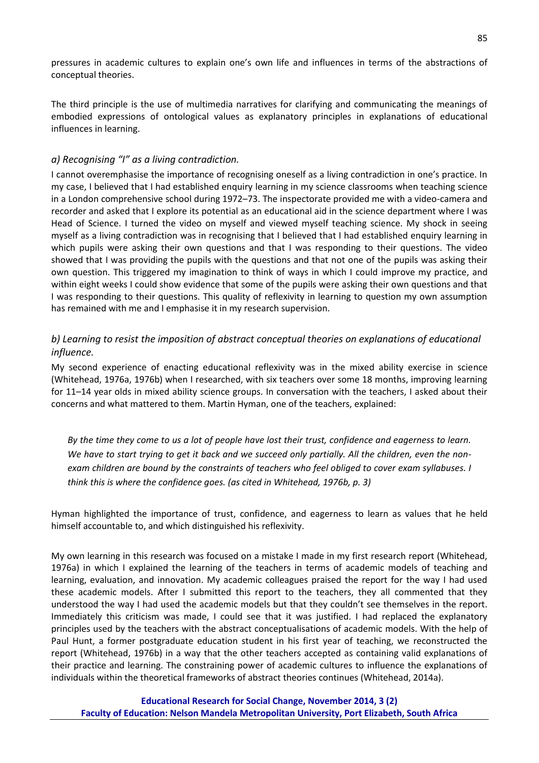pressures in academic cultures to explain one's own life and influences in terms of the abstractions of conceptual theories.

The third principle is the use of multimedia narratives for clarifying and communicating the meanings of embodied expressions of ontological values as explanatory principles in explanations of educational influences in learning.

### *a) Recognising "I" as a living contradiction.*

I cannot overemphasise the importance of recognising oneself as a living contradiction in one's practice. In my case, I believed that I had established enquiry learning in my science classrooms when teaching science in a London comprehensive school during 1972–73. The inspectorate provided me with a video-camera and recorder and asked that I explore its potential as an educational aid in the science department where I was Head of Science. I turned the video on myself and viewed myself teaching science. My shock in seeing myself as a living contradiction was in recognising that I believed that I had established enquiry learning in which pupils were asking their own questions and that I was responding to their questions. The video showed that I was providing the pupils with the questions and that not one of the pupils was asking their own question. This triggered my imagination to think of ways in which I could improve my practice, and within eight weeks I could show evidence that some of the pupils were asking their own questions and that I was responding to their questions. This quality of reflexivity in learning to question my own assumption has remained with me and I emphasise it in my research supervision.

### *b) Learning to resist the imposition of abstract conceptual theories on explanations of educational influence.*

My second experience of enacting educational reflexivity was in the mixed ability exercise in science (Whitehead, 1976a, 1976b) when I researched, with six teachers over some 18 months, improving learning for 11–14 year olds in mixed ability science groups. In conversation with the teachers, I asked about their concerns and what mattered to them. Martin Hyman, one of the teachers, explained:

> *By the time they come to us a lot of people have lost their trust, confidence and eagerness to learn. We have to start trying to get it back and we succeed only partially. All the children, even the non-exam children are bound by the constraints of teachers who feel obliged to cover exam syllabuses. I think this is where the confidence goes. (as cited in Whitehead, 1976b, p. 3)*

Hyman highlighted the importance of trust, confidence, and eagerness to learn as values that he held himself accountable to, and which distinguished his reflexivity.

My own learning in this research was focused on a mistake I made in my first research report (Whitehead, 1976a) in which I explained the learning of the teachers in terms of academic models of teaching and learning, evaluation, and innovation. My academic colleagues praised the report for the way I had used these academic models. After I submitted this report to the teachers, they all commented that they understood the way I had used the academic models but that they couldn't see themselves in the report. Immediately this criticism was made, I could see that it was justified. I had replaced the explanatory principles used by the teachers with the abstract conceptualisations of academic models. With the help of Paul Hunt, a former postgraduate education student in his first year of teaching, we reconstructed the report (Whitehead, 1976b) in a way that the other teachers accepted as containing valid explanations of their practice and learning. The constraining power of academic cultures to influence the explanations of individuals within the theoretical frameworks of abstract theories continues (Whitehead, 2014a).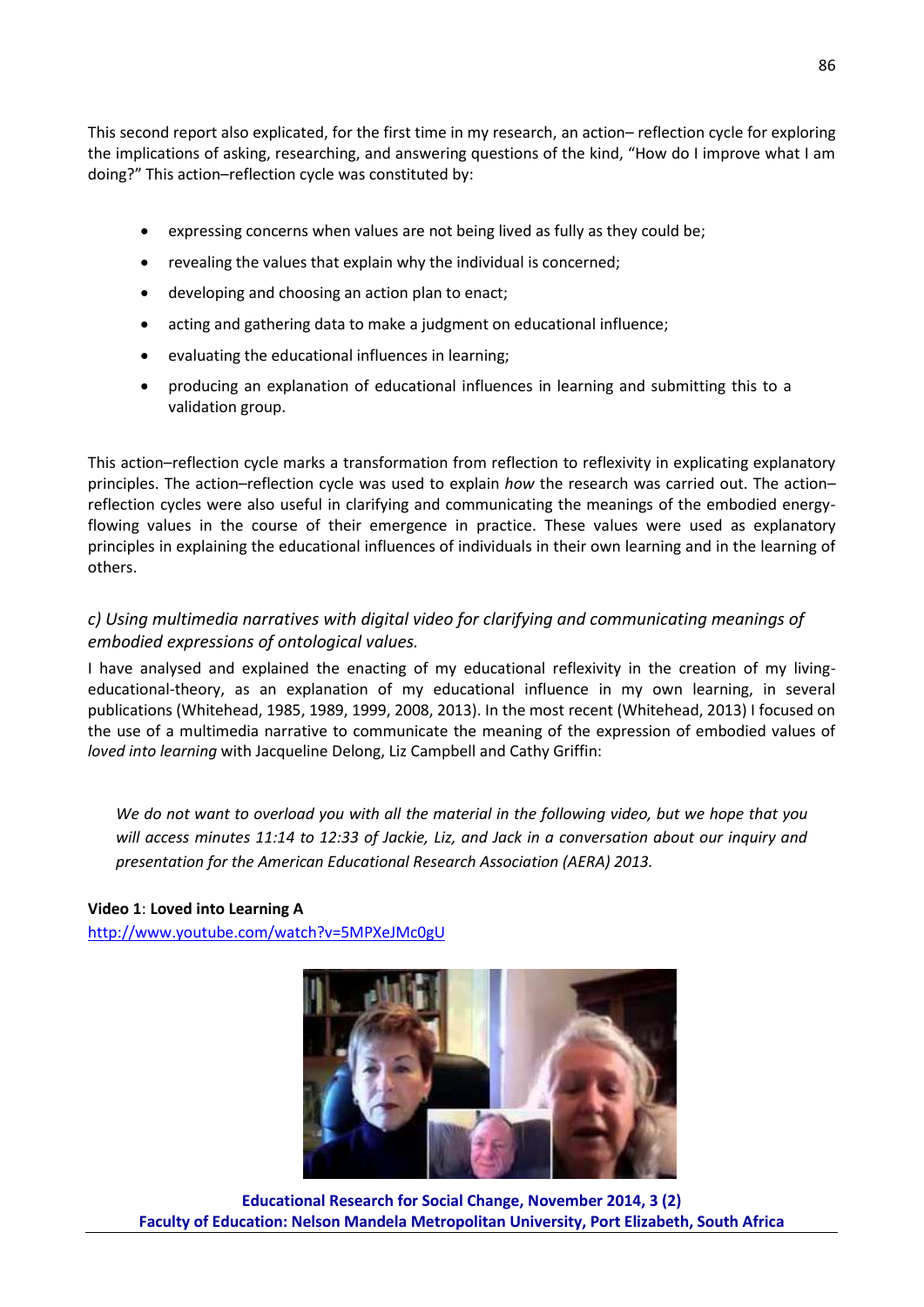This second report also explicated, for the first time in my research, an action– reflection cycle for exploring the implications of asking, researching, and answering questions of the kind, "How do I improve what I am doing?" This action–reflection cycle was constituted by:

- expressing concerns when values are not being lived as fully as they could be;
- revealing the values that explain why the individual is concerned;
- developing and choosing an action plan to enact;
- acting and gathering data to make a judgment on educational influence;
- evaluating the educational influences in learning;
- producing an explanation of educational influences in learning and submitting this to a validation group.

This action–reflection cycle marks a transformation from reflection to reflexivity in explicating explanatory principles. The action–reflection cycle was used to explain *how* the research was carried out. The action–reflection cycles were also useful in clarifying and communicating the meanings of the embodied energy-flowing values in the course of their emergence in practice. These values were used as explanatory principles in explaining the educational influences of individuals in their own learning and in the learning of others.

### *c) Using multimedia narratives with digital video for clarifying and communicating meanings of embodied expressions of ontological values.*

I have analysed and explained the enacting of my educational reflexivity in the creation of my living-educational-theory, as an explanation of my educational influence in my own learning, in several publications (Whitehead, 1985, 1989, 1999, 2008, 2013). In the most recent (Whitehead, 2013) I focused on the use of a multimedia narrative to communicate the meaning of the expression of embodied values of *loved into learning* with Jacqueline Delong, Liz Campbell and Cathy Griffin:

> *We do not want to overload you with all the material in the following video, but we hope that you will access minutes 11:14 to 12:33 of Jackie, Liz, and Jack in a conversation about our inquiry and presentation for the American Educational Research Association (AERA) 2013.*

**Video 1**: **Loved into Learning A**
http://www.youtube.com/watch?v=5MPXeJMc0gU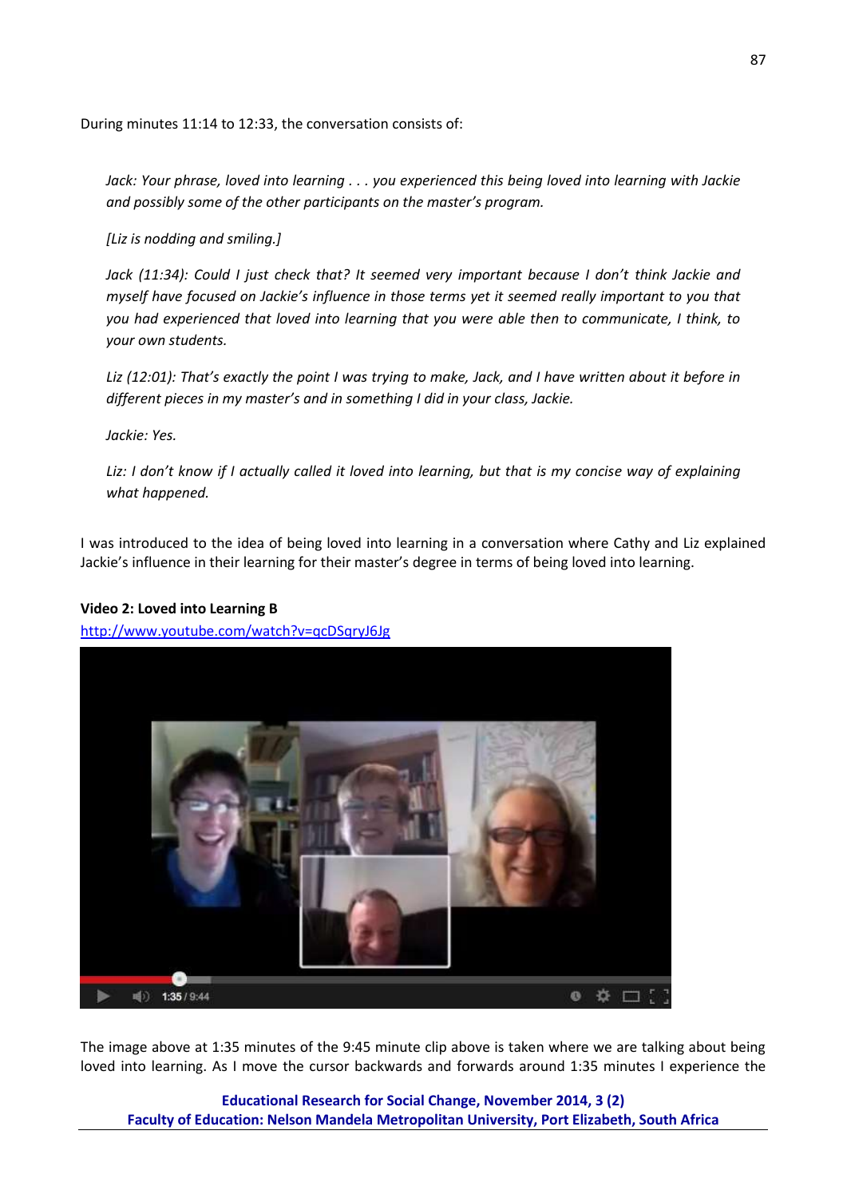During minutes 11:14 to 12:33, the conversation consists of:

> *Jack: Your phrase, loved into learning . . . you experienced this being loved into learning with Jackie and possibly some of the other participants on the master's program.*
>
> *[Liz is nodding and smiling.]*
>
> *Jack (11:34): Could I just check that? It seemed very important because I don't think Jackie and myself have focused on Jackie's influence in those terms yet it seemed really important to you that you had experienced that loved into learning that you were able then to communicate, I think, to your own students.*
>
> *Liz (12:01): That's exactly the point I was trying to make, Jack, and I have written about it before in different pieces in my master's and in something I did in your class, Jackie.*
>
> *Jackie: Yes.*
>
> *Liz: I don't know if I actually called it loved into learning, but that is my concise way of explaining what happened.*

I was introduced to the idea of being loved into learning in a conversation where Cathy and Liz explained Jackie's influence in their learning for their master's degree in terms of being loved into learning.

**Video 2: Loved into Learning B**

http://www.youtube.com/watch?v=qcDSqryJ6Jg

The image above at 1:35 minutes of the 9:45 minute clip above is taken where we are talking about being loved into learning. As I move the cursor backwards and forwards around 1:35 minutes I experience the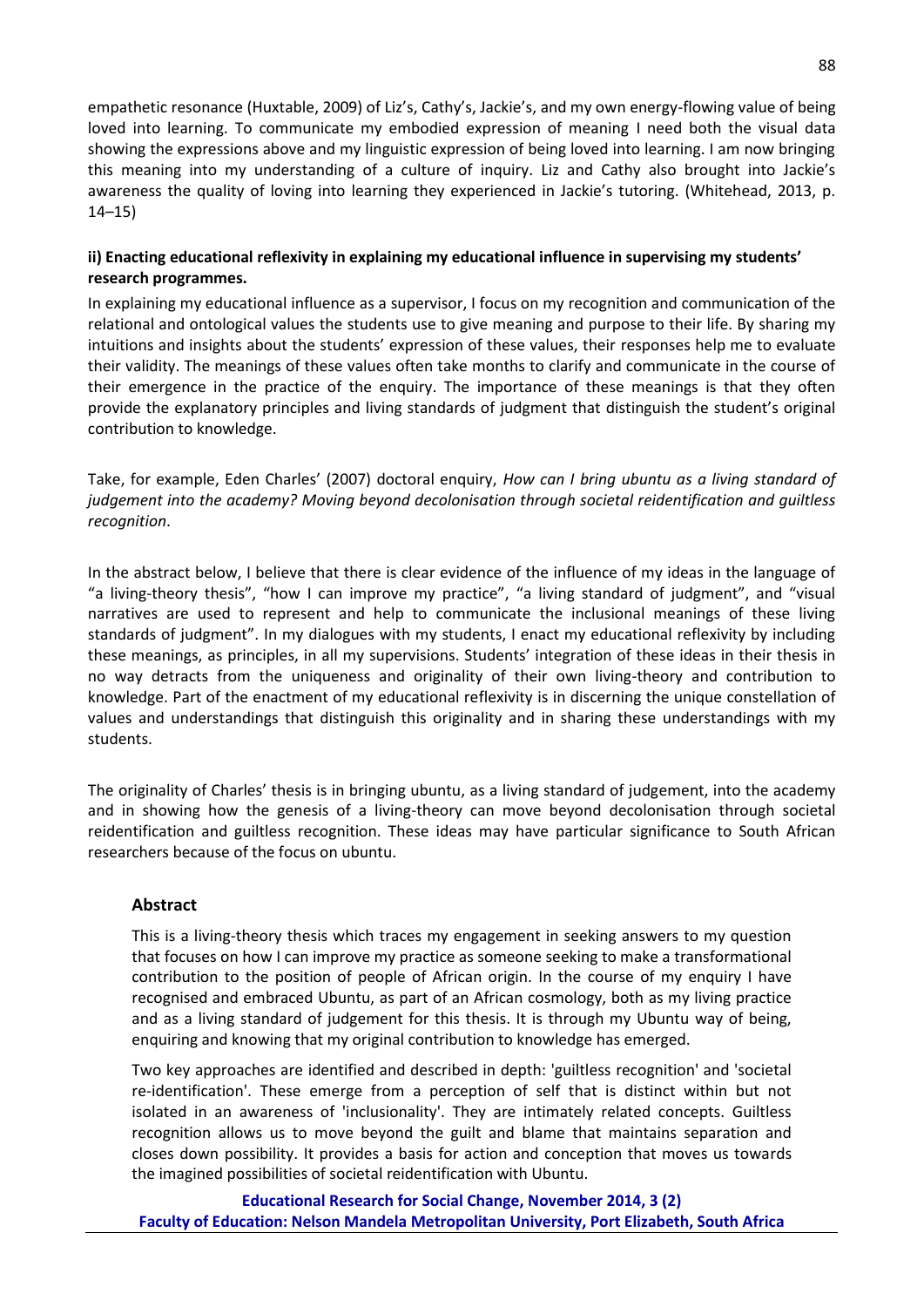empathetic resonance (Huxtable, 2009) of Liz's, Cathy's, Jackie's, and my own energy-flowing value of being loved into learning. To communicate my embodied expression of meaning I need both the visual data showing the expressions above and my linguistic expression of being loved into learning. I am now bringing this meaning into my understanding of a culture of inquiry. Liz and Cathy also brought into Jackie's awareness the quality of loving into learning they experienced in Jackie's tutoring. (Whitehead, 2013, p. 14–15)

### ii) Enacting educational reflexivity in explaining my educational influence in supervising my students' research programmes.

In explaining my educational influence as a supervisor, I focus on my recognition and communication of the relational and ontological values the students use to give meaning and purpose to their life. By sharing my intuitions and insights about the students' expression of these values, their responses help me to evaluate their validity. The meanings of these values often take months to clarify and communicate in the course of their emergence in the practice of the enquiry. The importance of these meanings is that they often provide the explanatory principles and living standards of judgment that distinguish the student's original contribution to knowledge.

Take, for example, Eden Charles' (2007) doctoral enquiry, *How can I bring ubuntu as a living standard of judgement into the academy? Moving beyond decolonisation through societal reidentification and guiltless recognition*.

In the abstract below, I believe that there is clear evidence of the influence of my ideas in the language of "a living-theory thesis", "how I can improve my practice", "a living standard of judgment", and "visual narratives are used to represent and help to communicate the inclusional meanings of these living standards of judgment". In my dialogues with my students, I enact my educational reflexivity by including these meanings, as principles, in all my supervisions. Students' integration of these ideas in their thesis in no way detracts from the uniqueness and originality of their own living-theory and contribution to knowledge. Part of the enactment of my educational reflexivity is in discerning the unique constellation of values and understandings that distinguish this originality and in sharing these understandings with my students.

The originality of Charles' thesis is in bringing ubuntu, as a living standard of judgement, into the academy and in showing how the genesis of a living-theory can move beyond decolonisation through societal reidentification and guiltless recognition. These ideas may have particular significance to South African researchers because of the focus on ubuntu.

> **Abstract**
>
> This is a living-theory thesis which traces my engagement in seeking answers to my question that focuses on how I can improve my practice as someone seeking to make a transformational contribution to the position of people of African origin. In the course of my enquiry I have recognised and embraced Ubuntu, as part of an African cosmology, both as my living practice and as a living standard of judgement for this thesis. It is through my Ubuntu way of being, enquiring and knowing that my original contribution to knowledge has emerged.
>
> Two key approaches are identified and described in depth: 'guiltless recognition' and 'societal re-identification'. These emerge from a perception of self that is distinct within but not isolated in an awareness of 'inclusionality'. They are intimately related concepts. Guiltless recognition allows us to move beyond the guilt and blame that maintains separation and closes down possibility. It provides a basis for action and conception that moves us towards the imagined possibilities of societal reidentification with Ubuntu.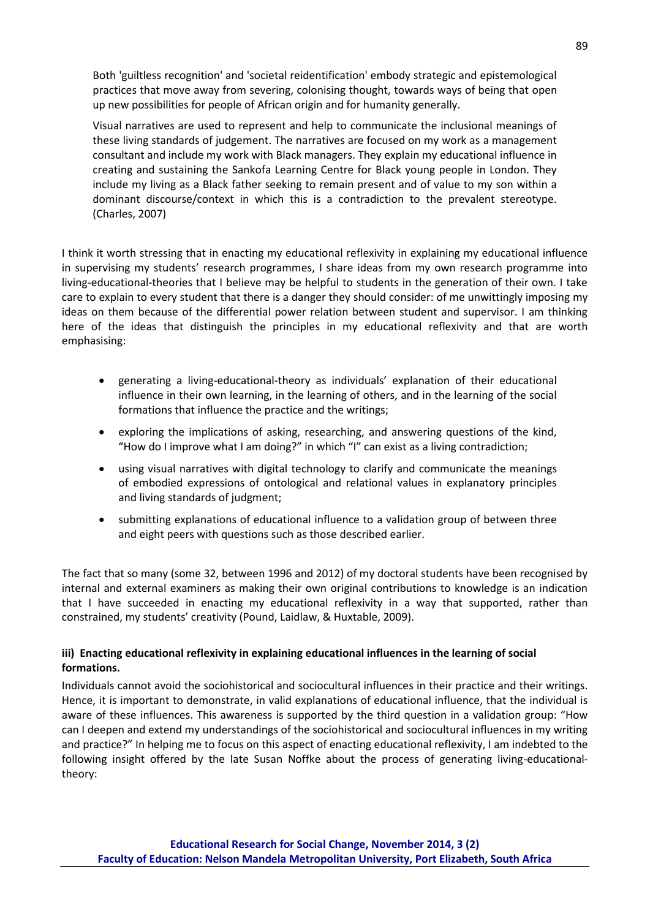> Both 'guiltless recognition' and 'societal reidentification' embody strategic and epistemological practices that move away from severing, colonising thought, towards ways of being that open up new possibilities for people of African origin and for humanity generally.
>
> Visual narratives are used to represent and help to communicate the inclusional meanings of these living standards of judgement. The narratives are focused on my work as a management consultant and include my work with Black managers. They explain my educational influence in creating and sustaining the Sankofa Learning Centre for Black young people in London. They include my living as a Black father seeking to remain present and of value to my son within a dominant discourse/context in which this is a contradiction to the prevalent stereotype. (Charles, 2007)

I think it worth stressing that in enacting my educational reflexivity in explaining my educational influence in supervising my students' research programmes, I share ideas from my own research programme into living-educational-theories that I believe may be helpful to students in the generation of their own. I take care to explain to every student that there is a danger they should consider: of me unwittingly imposing my ideas on them because of the differential power relation between student and supervisor. I am thinking here of the ideas that distinguish the principles in my educational reflexivity and that are worth emphasising:

- generating a living-educational-theory as individuals' explanation of their educational influence in their own learning, in the learning of others, and in the learning of the social formations that influence the practice and the writings;
- exploring the implications of asking, researching, and answering questions of the kind, "How do I improve what I am doing?" in which "I" can exist as a living contradiction;
- using visual narratives with digital technology to clarify and communicate the meanings of embodied expressions of ontological and relational values in explanatory principles and living standards of judgment;
- submitting explanations of educational influence to a validation group of between three and eight peers with questions such as those described earlier.

The fact that so many (some 32, between 1996 and 2012) of my doctoral students have been recognised by internal and external examiners as making their own original contributions to knowledge is an indication that I have succeeded in enacting my educational reflexivity in a way that supported, rather than constrained, my students' creativity (Pound, Laidlaw, & Huxtable, 2009).

#### iii) Enacting educational reflexivity in explaining educational influences in the learning of social formations.

Individuals cannot avoid the sociohistorical and sociocultural influences in their practice and their writings. Hence, it is important to demonstrate, in valid explanations of educational influence, that the individual is aware of these influences. This awareness is supported by the third question in a validation group: "How can I deepen and extend my understandings of the sociohistorical and sociocultural influences in my writing and practice?" In helping me to focus on this aspect of enacting educational reflexivity, I am indebted to the following insight offered by the late Susan Noffke about the process of generating living-educational-theory: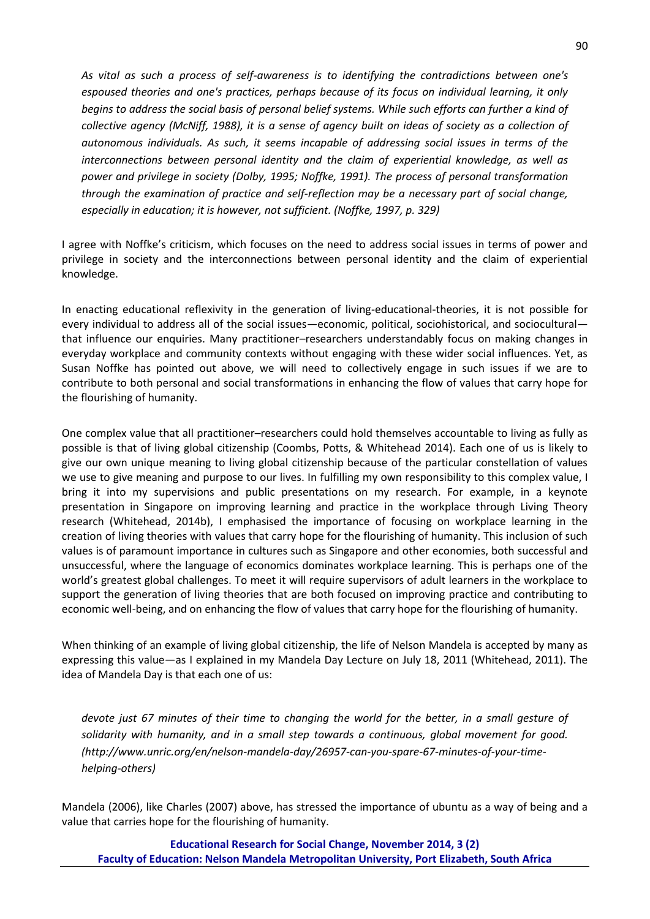> *As vital as such a process of self-awareness is to identifying the contradictions between one's espoused theories and one's practices, perhaps because of its focus on individual learning, it only begins to address the social basis of personal belief systems. While such efforts can further a kind of collective agency (McNiff, 1988), it is a sense of agency built on ideas of society as a collection of autonomous individuals. As such, it seems incapable of addressing social issues in terms of the interconnections between personal identity and the claim of experiential knowledge, as well as power and privilege in society (Dolby, 1995; Noffke, 1991). The process of personal transformation through the examination of practice and self-reflection may be a necessary part of social change, especially in education; it is however, not sufficient. (Noffke, 1997, p. 329)*

I agree with Noffke's criticism, which focuses on the need to address social issues in terms of power and privilege in society and the interconnections between personal identity and the claim of experiential knowledge.

In enacting educational reflexivity in the generation of living-educational-theories, it is not possible for every individual to address all of the social issues—economic, political, sociohistorical, and sociocultural—that influence our enquiries. Many practitioner–researchers understandably focus on making changes in everyday workplace and community contexts without engaging with these wider social influences. Yet, as Susan Noffke has pointed out above, we will need to collectively engage in such issues if we are to contribute to both personal and social transformations in enhancing the flow of values that carry hope for the flourishing of humanity.

One complex value that all practitioner–researchers could hold themselves accountable to living as fully as possible is that of living global citizenship (Coombs, Potts, & Whitehead 2014). Each one of us is likely to give our own unique meaning to living global citizenship because of the particular constellation of values we use to give meaning and purpose to our lives. In fulfilling my own responsibility to this complex value, I bring it into my supervisions and public presentations on my research. For example, in a keynote presentation in Singapore on improving learning and practice in the workplace through Living Theory research (Whitehead, 2014b), I emphasised the importance of focusing on workplace learning in the creation of living theories with values that carry hope for the flourishing of humanity. This inclusion of such values is of paramount importance in cultures such as Singapore and other economies, both successful and unsuccessful, where the language of economics dominates workplace learning. This is perhaps one of the world's greatest global challenges. To meet it will require supervisors of adult learners in the workplace to support the generation of living theories that are both focused on improving practice and contributing to economic well-being, and on enhancing the flow of values that carry hope for the flourishing of humanity.

When thinking of an example of living global citizenship, the life of Nelson Mandela is accepted by many as expressing this value—as I explained in my Mandela Day Lecture on July 18, 2011 (Whitehead, 2011). The idea of Mandela Day is that each one of us:

> *devote just 67 minutes of their time to changing the world for the better, in a small gesture of solidarity with humanity, and in a small step towards a continuous, global movement for good. (http://www.unric.org/en/nelson-mandela-day/26957-can-you-spare-67-minutes-of-your-time-helping-others)*

Mandela (2006), like Charles (2007) above, has stressed the importance of ubuntu as a way of being and a value that carries hope for the flourishing of humanity.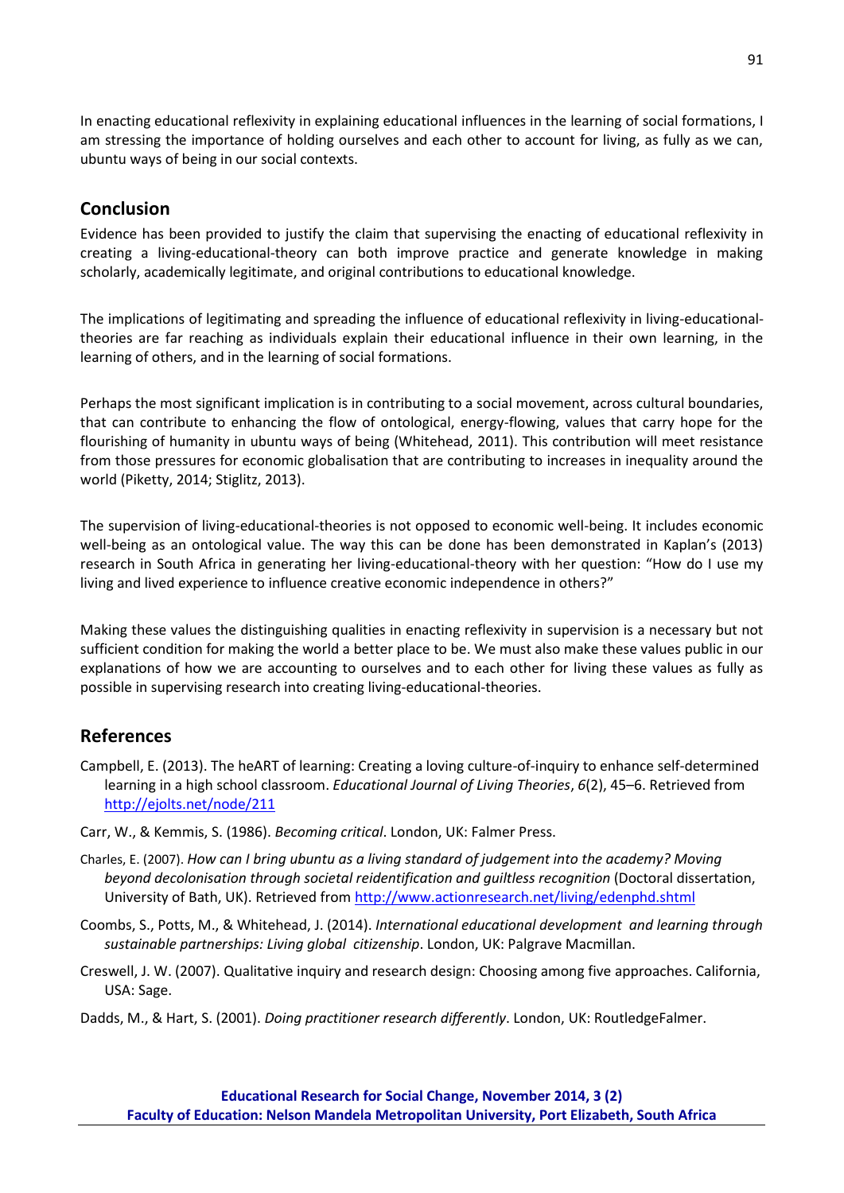In enacting educational reflexivity in explaining educational influences in the learning of social formations, I am stressing the importance of holding ourselves and each other to account for living, as fully as we can, ubuntu ways of being in our social contexts.

## Conclusion

Evidence has been provided to justify the claim that supervising the enacting of educational reflexivity in creating a living-educational-theory can both improve practice and generate knowledge in making scholarly, academically legitimate, and original contributions to educational knowledge.

The implications of legitimating and spreading the influence of educational reflexivity in living-educational-theories are far reaching as individuals explain their educational influence in their own learning, in the learning of others, and in the learning of social formations.

Perhaps the most significant implication is in contributing to a social movement, across cultural boundaries, that can contribute to enhancing the flow of ontological, energy-flowing, values that carry hope for the flourishing of humanity in ubuntu ways of being (Whitehead, 2011). This contribution will meet resistance from those pressures for economic globalisation that are contributing to increases in inequality around the world (Piketty, 2014; Stiglitz, 2013).

The supervision of living-educational-theories is not opposed to economic well-being. It includes economic well-being as an ontological value. The way this can be done has been demonstrated in Kaplan's (2013) research in South Africa in generating her living-educational-theory with her question: "How do I use my living and lived experience to influence creative economic independence in others?"

Making these values the distinguishing qualities in enacting reflexivity in supervision is a necessary but not sufficient condition for making the world a better place to be. We must also make these values public in our explanations of how we are accounting to ourselves and to each other for living these values as fully as possible in supervising research into creating living-educational-theories.

## References

Campbell, E. (2013). The heART of learning: Creating a loving culture-of-inquiry to enhance self-determined learning in a high school classroom. *Educational Journal of Living Theories*, *6*(2), 45–6. Retrieved from http://ejolts.net/node/211

Carr, W., & Kemmis, S. (1986). *Becoming critical*. London, UK: Falmer Press.

Charles, E. (2007). *How can I bring ubuntu as a living standard of judgement into the academy? Moving beyond decolonisation through societal reidentification and guiltless recognition* (Doctoral dissertation, University of Bath, UK). Retrieved from http://www.actionresearch.net/living/edenphd.shtml

Coombs, S., Potts, M., & Whitehead, J. (2014). *International educational development and learning through sustainable partnerships: Living global citizenship*. London, UK: Palgrave Macmillan.

Creswell, J. W. (2007). Qualitative inquiry and research design: Choosing among five approaches. California, USA: Sage.

Dadds, M., & Hart, S. (2001). *Doing practitioner research differently*. London, UK: RoutledgeFalmer.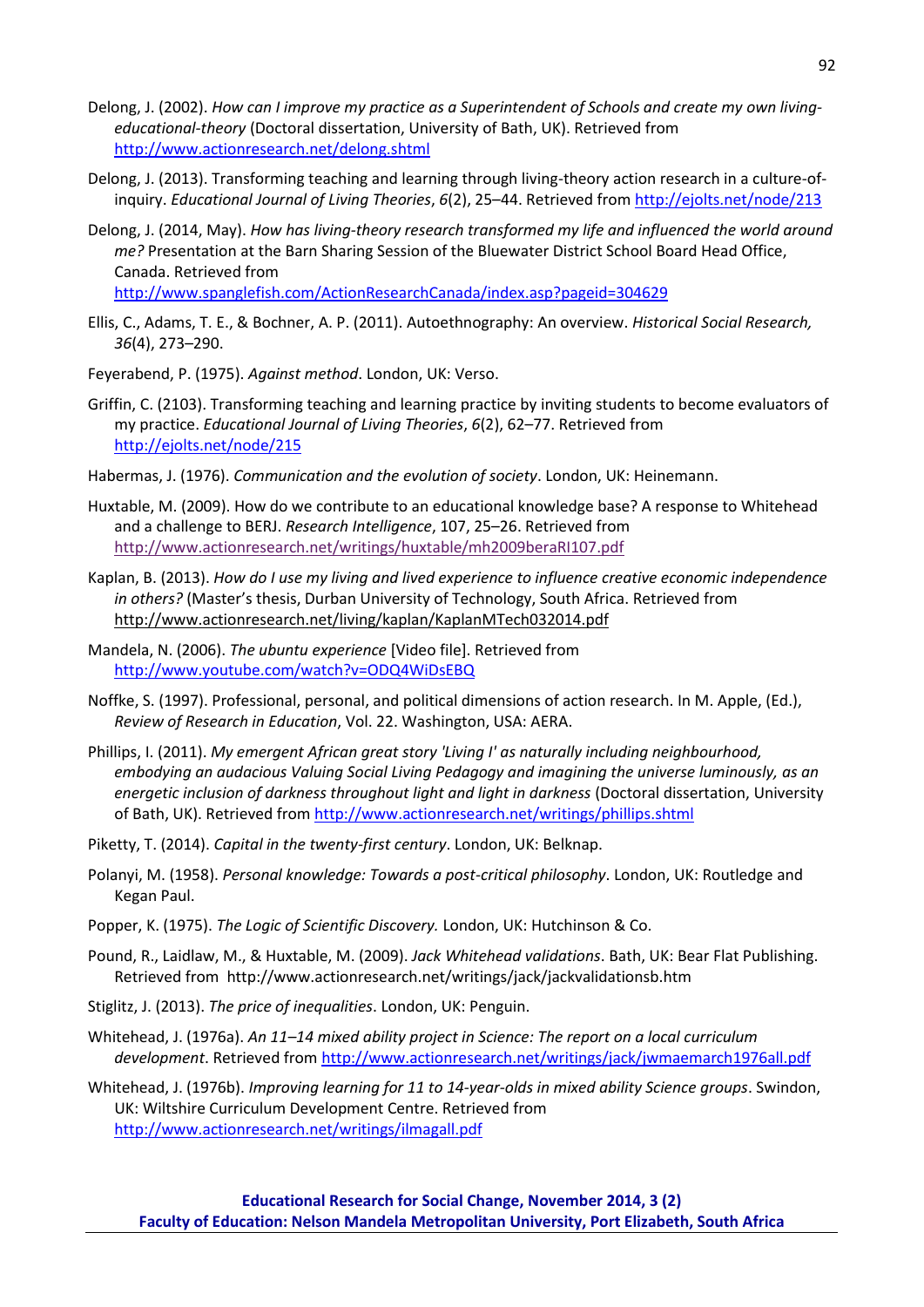Delong, J. (2002). *How can I improve my practice as a Superintendent of Schools and create my own living-educational-theory* (Doctoral dissertation, University of Bath, UK). Retrieved from http://www.actionresearch.net/delong.shtml

Delong, J. (2013). Transforming teaching and learning through living-theory action research in a culture-of-inquiry. *Educational Journal of Living Theories*, *6*(2), 25–44. Retrieved from http://ejolts.net/node/213

Delong, J. (2014, May). *How has living-theory research transformed my life and influenced the world around me?* Presentation at the Barn Sharing Session of the Bluewater District School Board Head Office, Canada. Retrieved from http://www.spanglefish.com/ActionResearchCanada/index.asp?pageid=304629

Ellis, C., Adams, T. E., & Bochner, A. P. (2011). Autoethnography: An overview. *Historical Social Research, 36*(4), 273–290.

Feyerabend, P. (1975). *Against method*. London, UK: Verso.

Griffin, C. (2103). Transforming teaching and learning practice by inviting students to become evaluators of my practice. *Educational Journal of Living Theories*, *6*(2), 62–77. Retrieved from http://ejolts.net/node/215

Habermas, J. (1976). *Communication and the evolution of society*. London, UK: Heinemann.

Huxtable, M. (2009). How do we contribute to an educational knowledge base? A response to Whitehead and a challenge to BERJ. *Research Intelligence*, 107, 25–26. Retrieved from http://www.actionresearch.net/writings/huxtable/mh2009beraRI107.pdf

Kaplan, B. (2013). *How do I use my living and lived experience to influence creative economic independence in others?* (Master's thesis, Durban University of Technology, South Africa. Retrieved from http://www.actionresearch.net/living/kaplan/KaplanMTech032014.pdf

Mandela, N. (2006). *The ubuntu experience* [Video file]. Retrieved from http://www.youtube.com/watch?v=ODQ4WiDsEBQ

Noffke, S. (1997). Professional, personal, and political dimensions of action research. In M. Apple, (Ed.), *Review of Research in Education*, Vol. 22. Washington, USA: AERA.

Phillips, I. (2011). *My emergent African great story 'Living I' as naturally including neighbourhood, embodying an audacious Valuing Social Living Pedagogy and imagining the universe luminously, as an energetic inclusion of darkness throughout light and light in darkness* (Doctoral dissertation, University of Bath, UK). Retrieved from http://www.actionresearch.net/writings/phillips.shtml

Piketty, T. (2014). *Capital in the twenty-first century*. London, UK: Belknap.

Polanyi, M. (1958). *Personal knowledge: Towards a post-critical philosophy*. London, UK: Routledge and Kegan Paul.

Popper, K. (1975). *The Logic of Scientific Discovery.* London, UK: Hutchinson & Co.

Pound, R., Laidlaw, M., & Huxtable, M. (2009). *Jack Whitehead validations*. Bath, UK: Bear Flat Publishing. Retrieved from http://www.actionresearch.net/writings/jack/jackvalidationsb.htm

Stiglitz, J. (2013). *The price of inequalities*. London, UK: Penguin.

Whitehead, J. (1976a). *An 11–14 mixed ability project in Science: The report on a local curriculum development*. Retrieved from http://www.actionresearch.net/writings/jack/jwmaemarch1976all.pdf

Whitehead, J. (1976b). *Improving learning for 11 to 14-year-olds in mixed ability Science groups*. Swindon, UK: Wiltshire Curriculum Development Centre. Retrieved from http://www.actionresearch.net/writings/ilmagall.pdf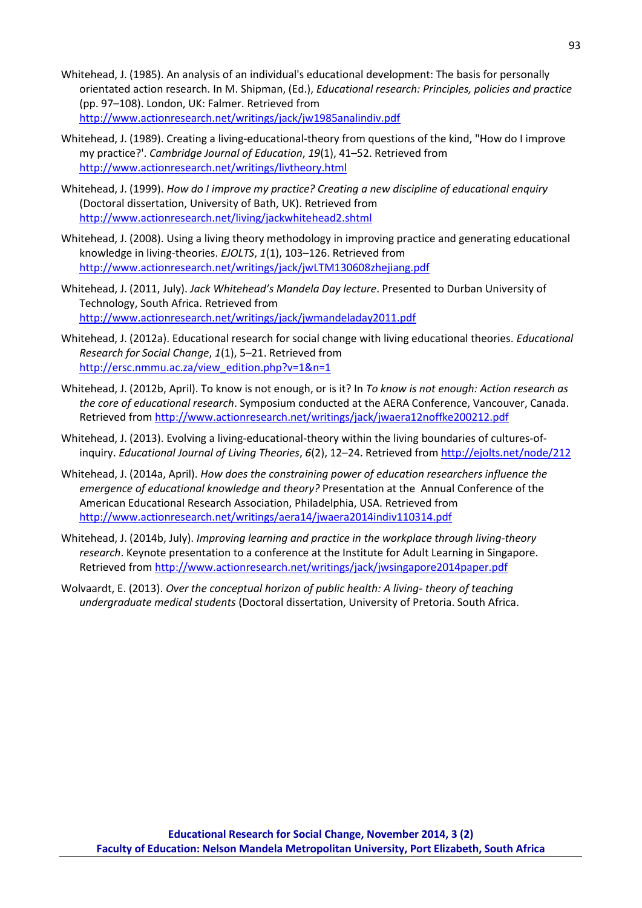Whitehead, J. (1985). An analysis of an individual's educational development: The basis for personally orientated action research. In M. Shipman, (Ed.), *Educational research: Principles, policies and practice* (pp. 97–108). London, UK: Falmer. Retrieved from http://www.actionresearch.net/writings/jack/jw1985analindiv.pdf

Whitehead, J. (1989). Creating a living-educational-theory from questions of the kind, "How do I improve my practice?'. *Cambridge Journal of Education*, *19*(1), 41–52. Retrieved from http://www.actionresearch.net/writings/livtheory.html

Whitehead, J. (1999). *How do I improve my practice? Creating a new discipline of educational enquiry* (Doctoral dissertation, University of Bath, UK). Retrieved from http://www.actionresearch.net/living/jackwhitehead2.shtml

Whitehead, J. (2008). Using a living theory methodology in improving practice and generating educational knowledge in living-theories. *EJOLTS*, *1*(1), 103–126. Retrieved from http://www.actionresearch.net/writings/jack/jwLTM130608zhejiang.pdf

Whitehead, J. (2011, July). *Jack Whitehead's Mandela Day lecture*. Presented to Durban University of Technology, South Africa. Retrieved from http://www.actionresearch.net/writings/jack/jwmandeladay2011.pdf

Whitehead, J. (2012a). Educational research for social change with living educational theories. *Educational Research for Social Change*, *1*(1), 5–21. Retrieved from http://ersc.nmmu.ac.za/view_edition.php?v=1&n=1

Whitehead, J. (2012b, April). To know is not enough, or is it? In *To know is not enough: Action research as the core of educational research*. Symposium conducted at the AERA Conference, Vancouver, Canada. Retrieved from http://www.actionresearch.net/writings/jack/jwaera12noffke200212.pdf

Whitehead, J. (2013). Evolving a living-educational-theory within the living boundaries of cultures-of-inquiry. *Educational Journal of Living Theories*, *6*(2), 12–24. Retrieved from http://ejolts.net/node/212

Whitehead, J. (2014a, April). *How does the constraining power of education researchers influence the emergence of educational knowledge and theory?* Presentation at the Annual Conference of the American Educational Research Association, Philadelphia, USA. Retrieved from http://www.actionresearch.net/writings/aera14/jwaera2014indiv110314.pdf

Whitehead, J. (2014b, July). *Improving learning and practice in the workplace through living-theory research*. Keynote presentation to a conference at the Institute for Adult Learning in Singapore. Retrieved from http://www.actionresearch.net/writings/jack/jwsingapore2014paper.pdf

Wolvaardt, E. (2013). *Over the conceptual horizon of public health: A living- theory of teaching undergraduate medical students* (Doctoral dissertation, University of Pretoria. South Africa.